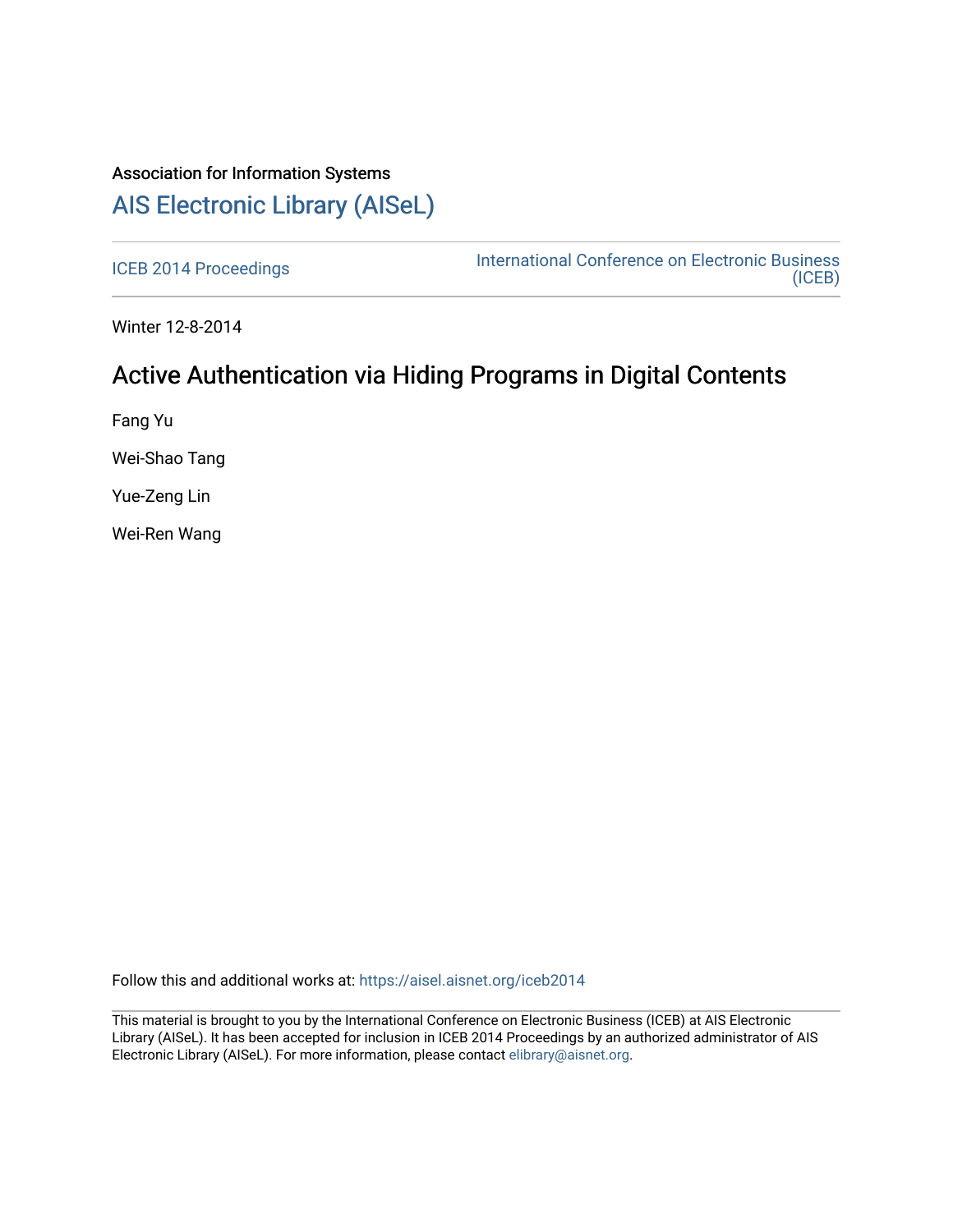Association for Information Systems

# AIS Electronic Library (AISeL)

ICEB 2014 Proceedings

International Conference on Electronic Business (ICEB)

Winter 12-8-2014

## Active Authentication via Hiding Programs in Digital Contents

Fang Yu

Wei-Shao Tang

Yue-Zeng Lin

Wei-Ren Wang

Follow this and additional works at: https://aisel.aisnet.org/iceb2014

This material is brought to you by the International Conference on Electronic Business (ICEB) at AIS Electronic Library (AISeL). It has been accepted for inclusion in ICEB 2014 Proceedings by an authorized administrator of AIS Electronic Library (AISeL). For more information, please contact elibrary@aisnet.org.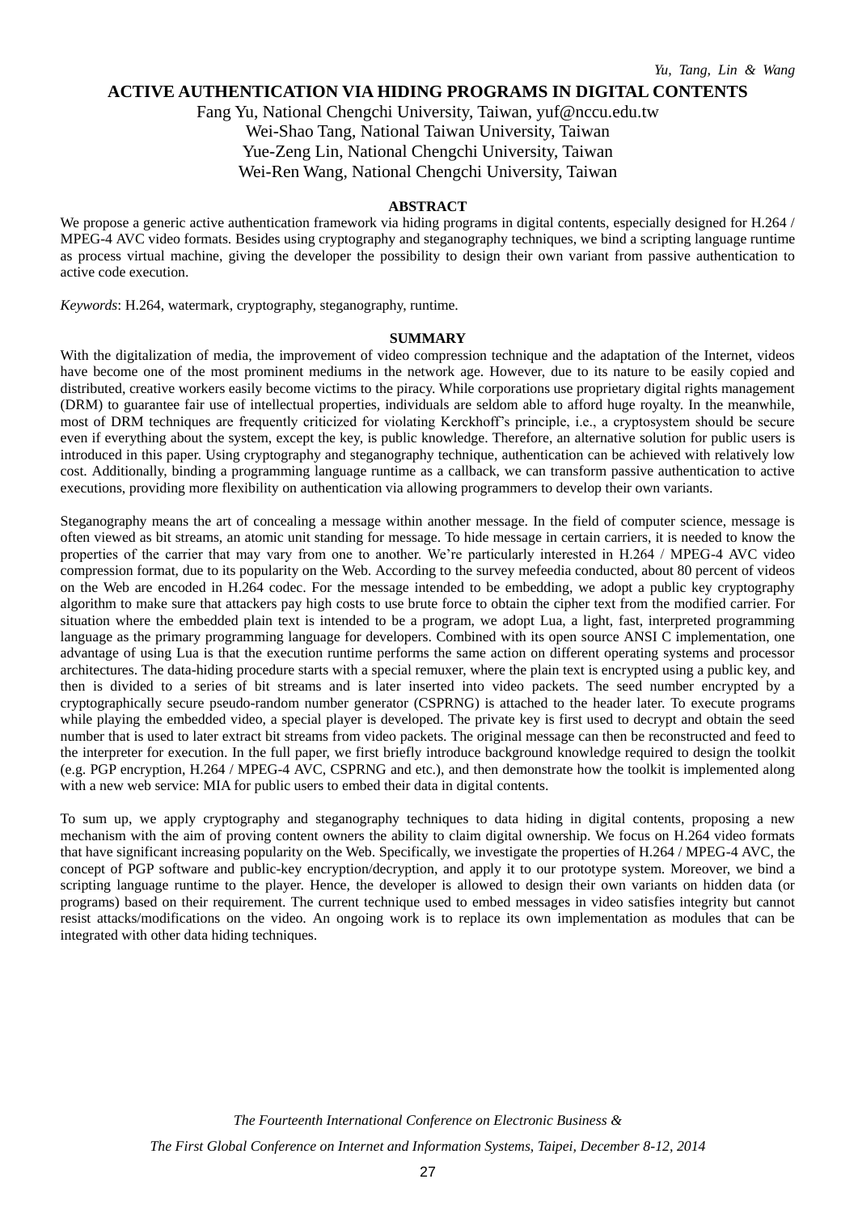# ACTIVE AUTHENTICATION VIA HIDING PROGRAMS IN DIGITAL CONTENTS

Fang Yu, National Chengchi University, Taiwan, yuf@nccu.edu.tw
Wei-Shao Tang, National Taiwan University, Taiwan
Yue-Zeng Lin, National Chengchi University, Taiwan
Wei-Ren Wang, National Chengchi University, Taiwan

## ABSTRACT

We propose a generic active authentication framework via hiding programs in digital contents, especially designed for H.264 / MPEG-4 AVC video formats. Besides using cryptography and steganography techniques, we bind a scripting language runtime as process virtual machine, giving the developer the possibility to design their own variant from passive authentication to active code execution.

*Keywords*: H.264, watermark, cryptography, steganography, runtime.

## SUMMARY

With the digitalization of media, the improvement of video compression technique and the adaptation of the Internet, videos have become one of the most prominent mediums in the network age. However, due to its nature to be easily copied and distributed, creative workers easily become victims to the piracy. While corporations use proprietary digital rights management (DRM) to guarantee fair use of intellectual properties, individuals are seldom able to afford huge royalty. In the meanwhile, most of DRM techniques are frequently criticized for violating Kerckhoff's principle, i.e., a cryptosystem should be secure even if everything about the system, except the key, is public knowledge. Therefore, an alternative solution for public users is introduced in this paper. Using cryptography and steganography technique, authentication can be achieved with relatively low cost. Additionally, binding a programming language runtime as a callback, we can transform passive authentication to active executions, providing more flexibility on authentication via allowing programmers to develop their own variants.

Steganography means the art of concealing a message within another message. In the field of computer science, message is often viewed as bit streams, an atomic unit standing for message. To hide message in certain carriers, it is needed to know the properties of the carrier that may vary from one to another. We're particularly interested in H.264 / MPEG-4 AVC video compression format, due to its popularity on the Web. According to the survey mefeedia conducted, about 80 percent of videos on the Web are encoded in H.264 codec. For the message intended to be embedding, we adopt a public key cryptography algorithm to make sure that attackers pay high costs to use brute force to obtain the cipher text from the modified carrier. For situation where the embedded plain text is intended to be a program, we adopt Lua, a light, fast, interpreted programming language as the primary programming language for developers. Combined with its open source ANSI C implementation, one advantage of using Lua is that the execution runtime performs the same action on different operating systems and processor architectures. The data-hiding procedure starts with a special remuxer, where the plain text is encrypted using a public key, and then is divided to a series of bit streams and is later inserted into video packets. The seed number encrypted by a cryptographically secure pseudo-random number generator (CSPRNG) is attached to the header later. To execute programs while playing the embedded video, a special player is developed. The private key is first used to decrypt and obtain the seed number that is used to later extract bit streams from video packets. The original message can then be reconstructed and feed to the interpreter for execution. In the full paper, we first briefly introduce background knowledge required to design the toolkit (e.g. PGP encryption, H.264 / MPEG-4 AVC, CSPRNG and etc.), and then demonstrate how the toolkit is implemented along with a new web service: MIA for public users to embed their data in digital contents.

To sum up, we apply cryptography and steganography techniques to data hiding in digital contents, proposing a new mechanism with the aim of proving content owners the ability to claim digital ownership. We focus on H.264 video formats that have significant increasing popularity on the Web. Specifically, we investigate the properties of H.264 / MPEG-4 AVC, the concept of PGP software and public-key encryption/decryption, and apply it to our prototype system. Moreover, we bind a scripting language runtime to the player. Hence, the developer is allowed to design their own variants on hidden data (or programs) based on their requirement. The current technique used to embed messages in video satisfies integrity but cannot resist attacks/modifications on the video. An ongoing work is to replace its own implementation as modules that can be integrated with other data hiding techniques.